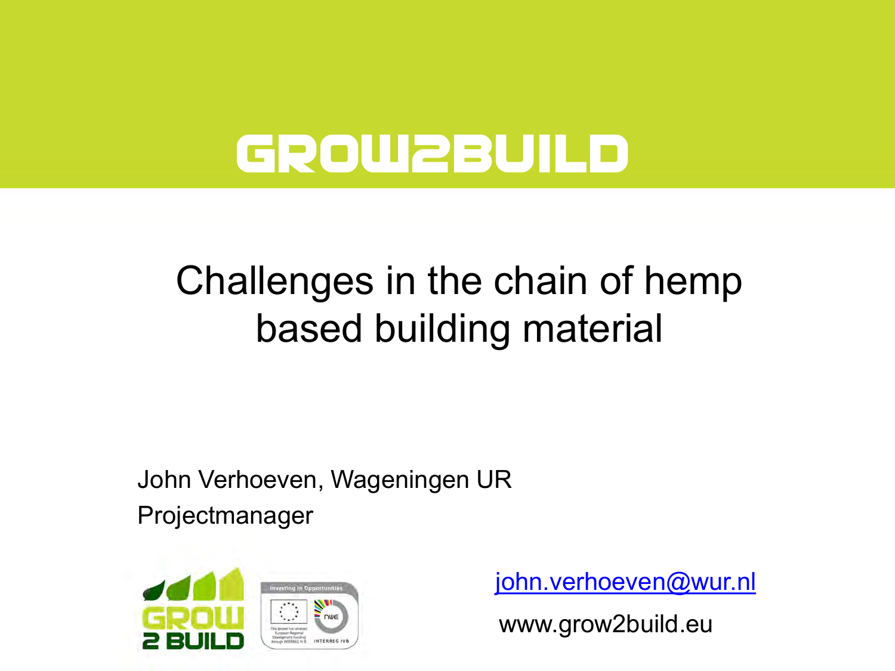# GROW2BUILD

## Challenges in the chain of hemp based building material

John Verhoeven, Wageningen UR

Projectmanager

john.verhoeven@wur.nl

www.grow2build.eu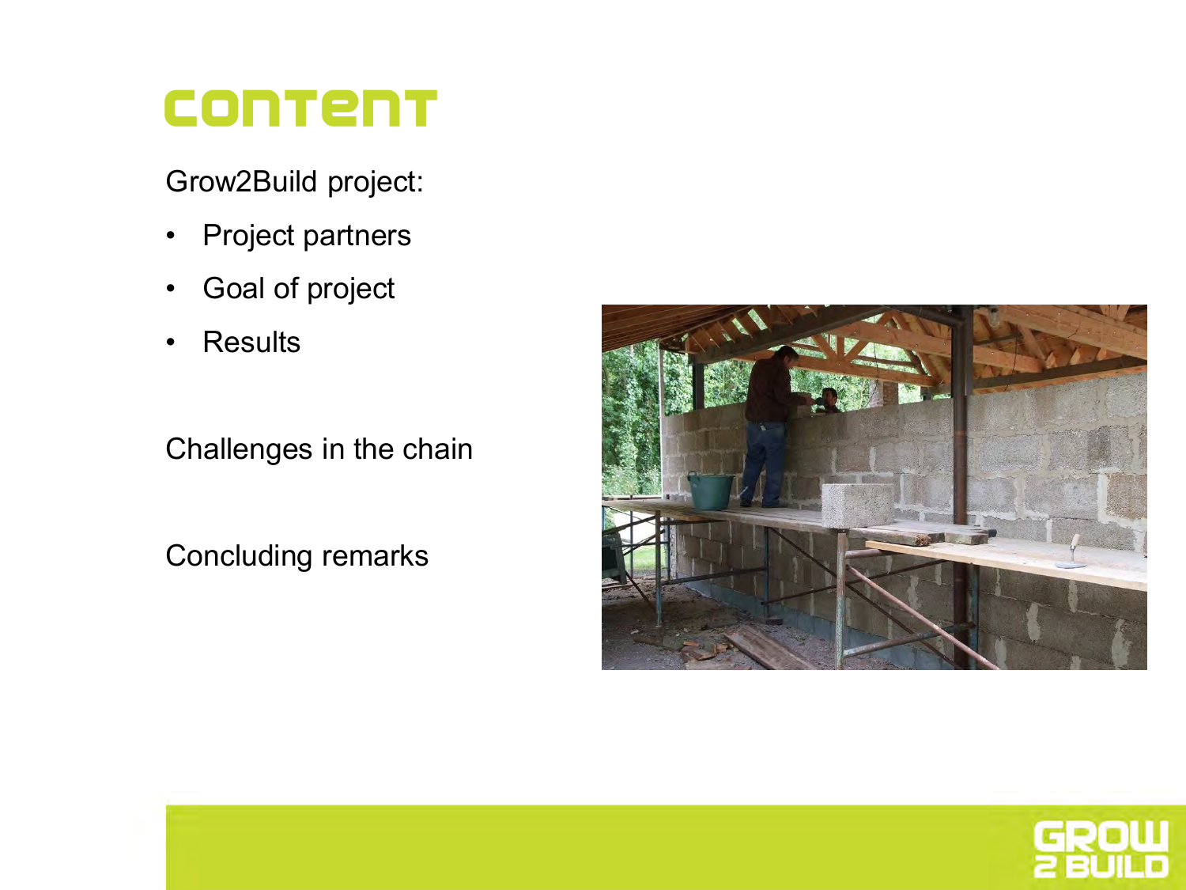# content

Grow2Build project:

- Project partners
- Goal of project
- Results

Challenges in the chain

Concluding remarks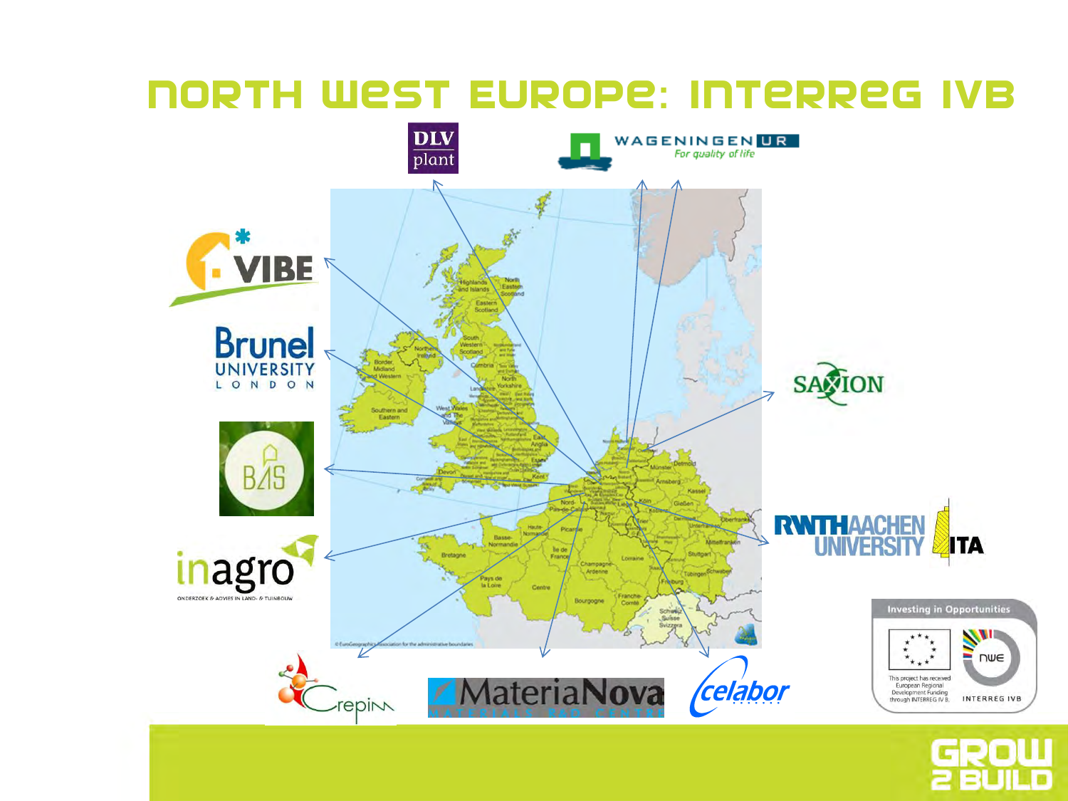# North West Europe: Interreg IVB

DLV plant

Wageningen UR — For quality of life

VIBE

Brunel University London

BAS

inagro — Onderzoek & advies in land- & tuinbouw

Saxion

RWTH Aachen University — ITA

Crepim

MateriaNova — Materials R&D Centre

celabor

Investing in Opportunities

This project has received European Regional Development Funding through INTERREG IV B.

nwe — INTERREG IVB

GROW 2 BUILD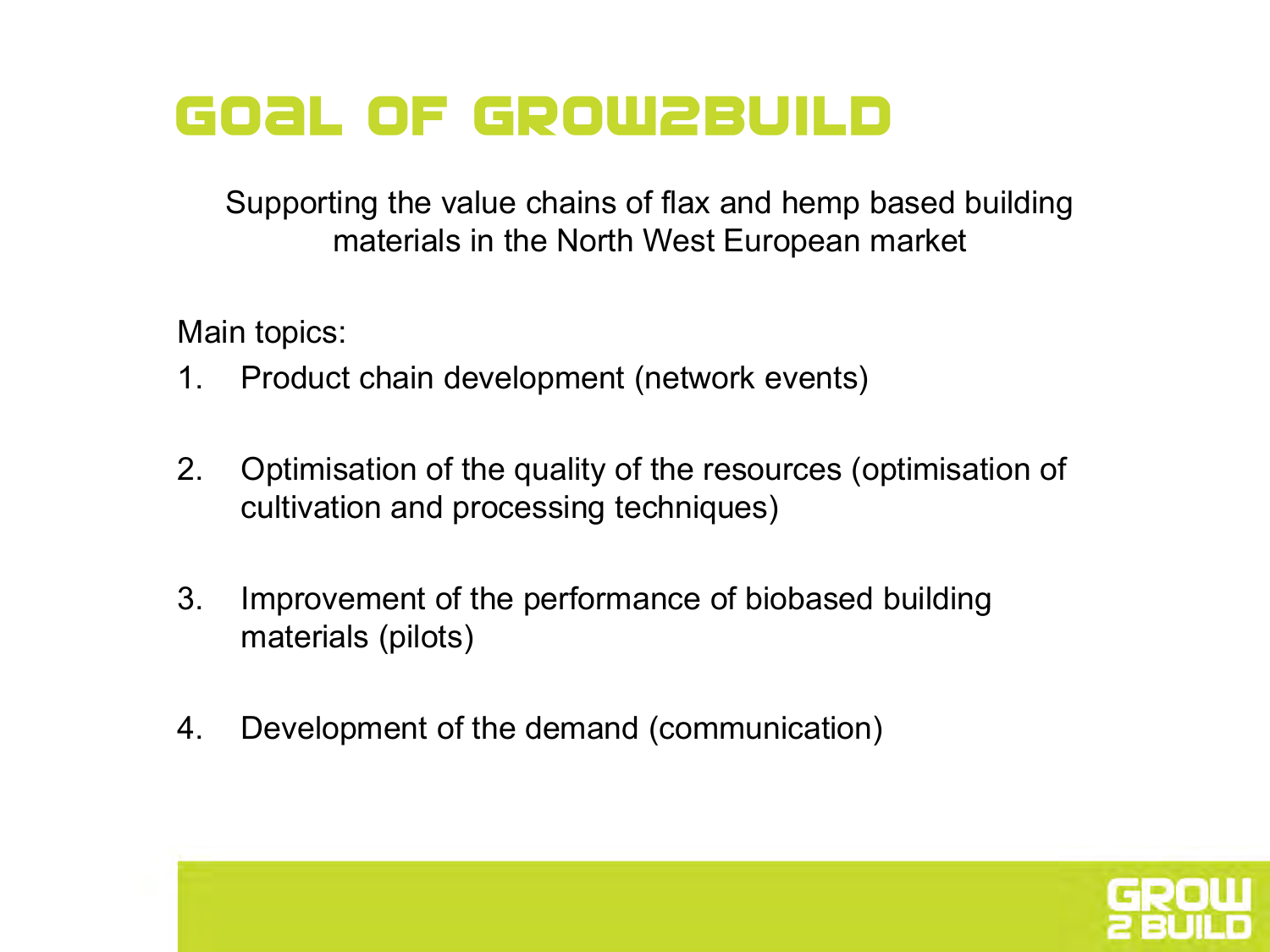# Goal of Grow2Build

Supporting the value chains of flax and hemp based building materials in the North West European market

Main topics:

1. Product chain development (network events)
2. Optimisation of the quality of the resources (optimisation of cultivation and processing techniques)
3. Improvement of the performance of biobased building materials (pilots)
4. Development of the demand (communication)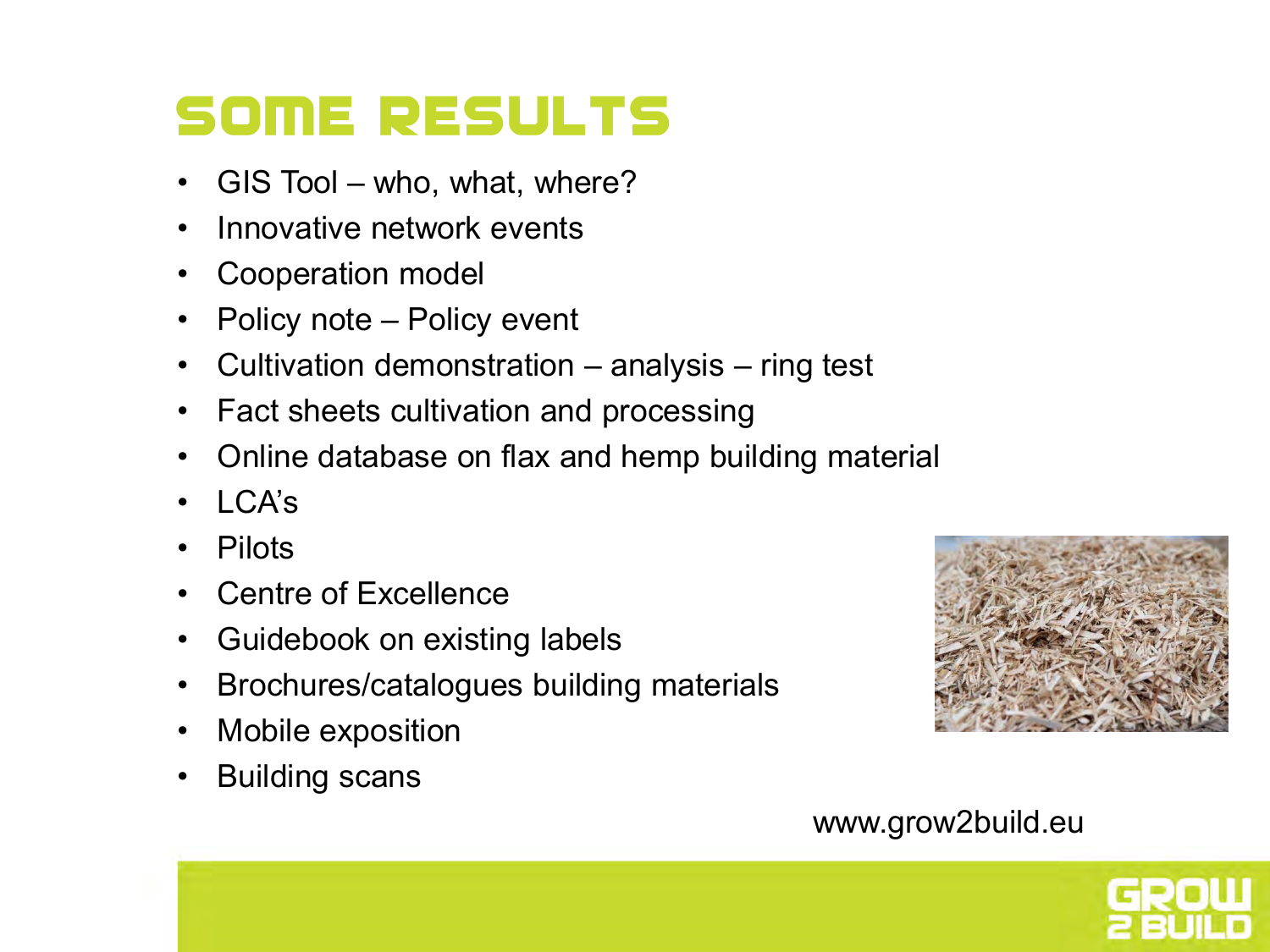# Some Results

- GIS Tool – who, what, where?
- Innovative network events
- Cooperation model
- Policy note – Policy event
- Cultivation demonstration – analysis – ring test
- Fact sheets cultivation and processing
- Online database on flax and hemp building material
- LCA's
- Pilots
- Centre of Excellence
- Guidebook on existing labels
- Brochures/catalogues building materials
- Mobile exposition
- Building scans

www.grow2build.eu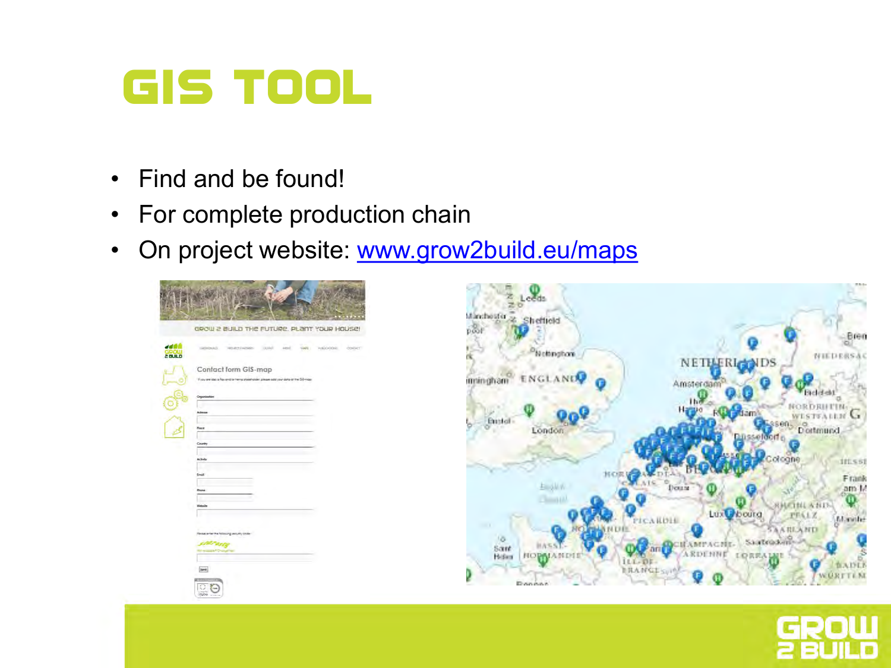# GIS TOOL

- Find and be found!
- For complete production chain
- On project website: [www.grow2build.eu/maps](http://www.grow2build.eu/maps)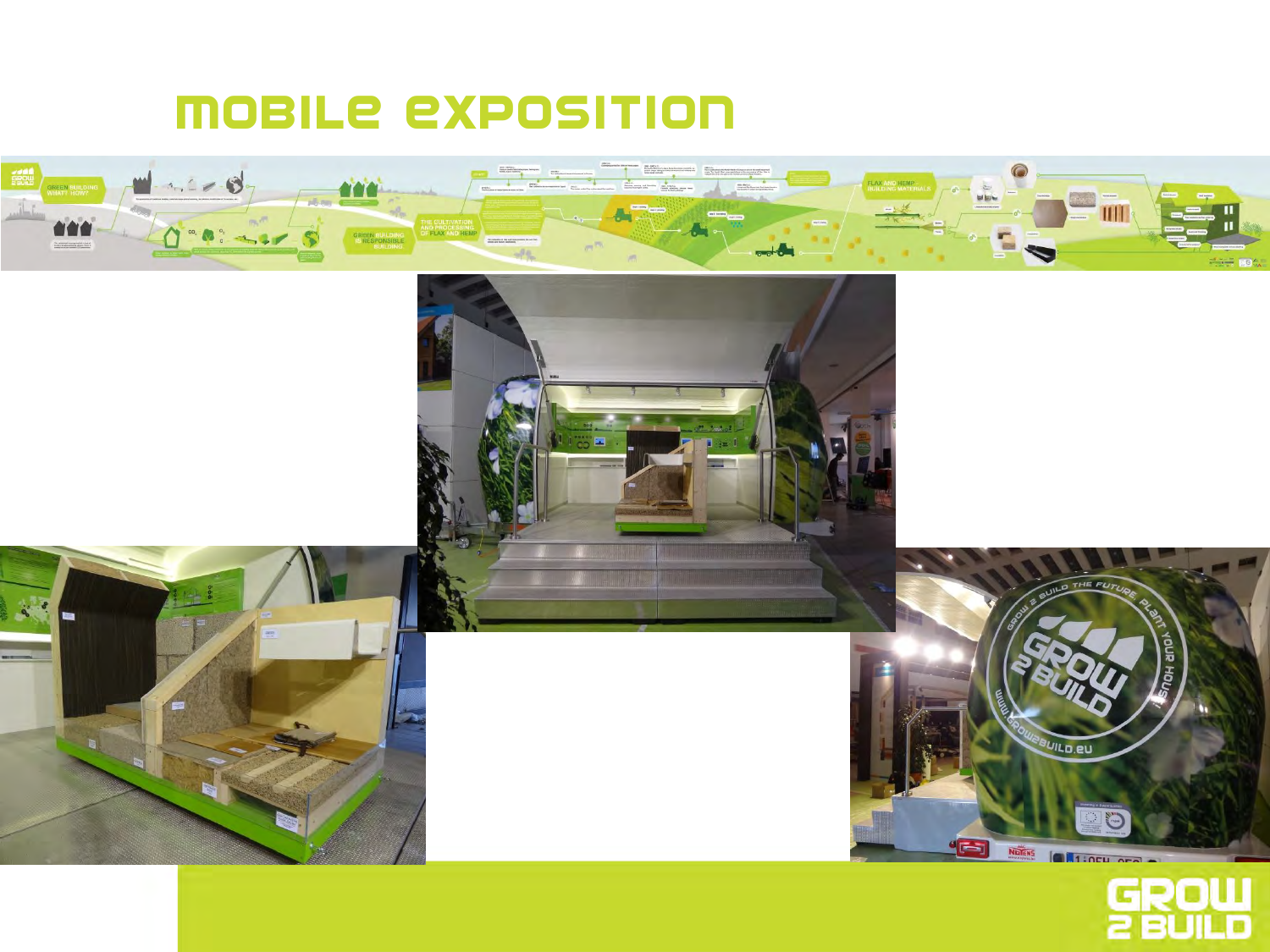# MOBILE EXPOSITION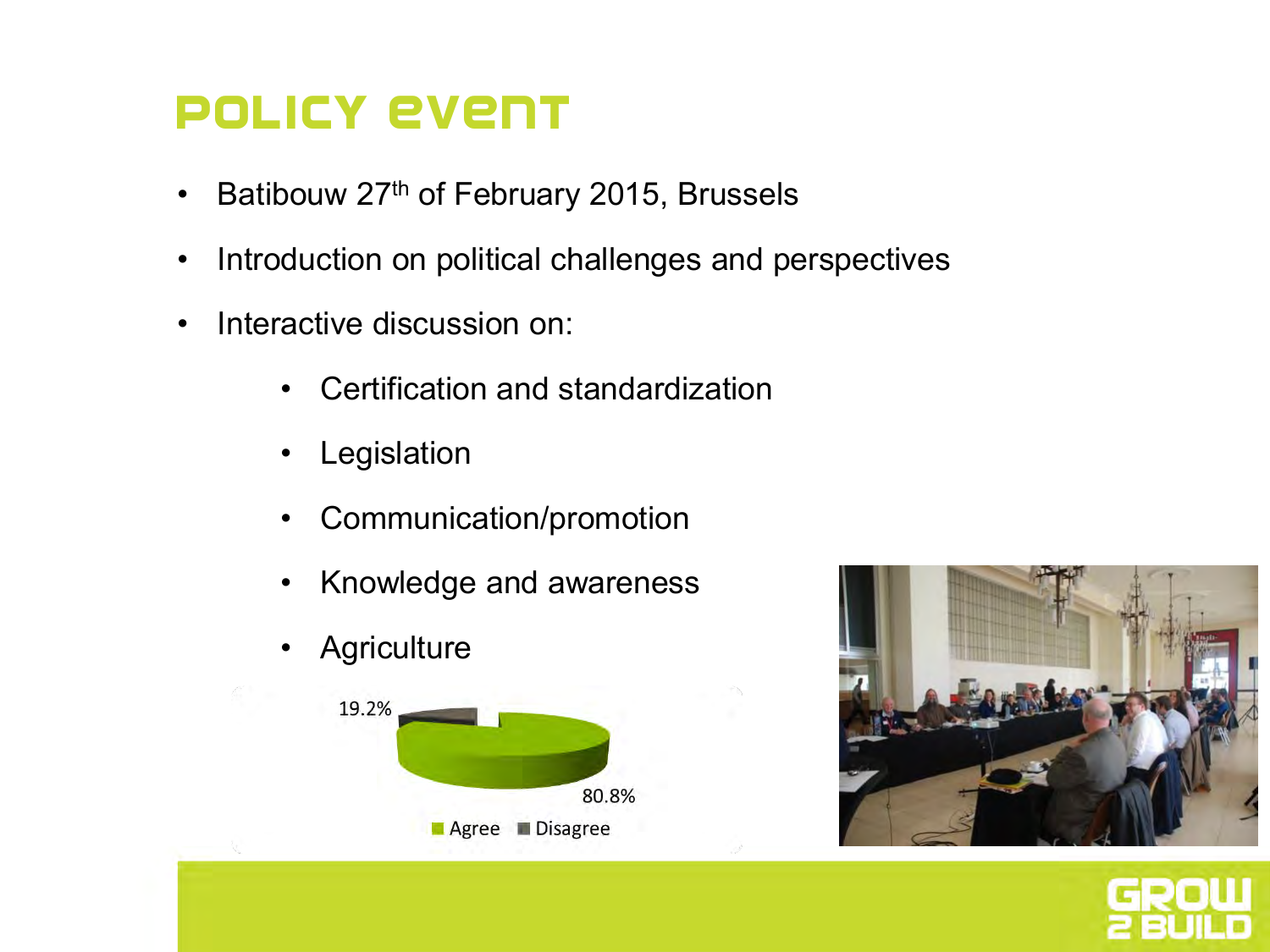# Policy event

- Batibouw 27th of February 2015, Brussels
- Introduction on political challenges and perspectives
- Interactive discussion on:
  - Certification and standardization
  - Legislation
  - Communication/promotion
  - Knowledge and awareness
  - Agriculture

19.2%

80.8%

Agree Disagree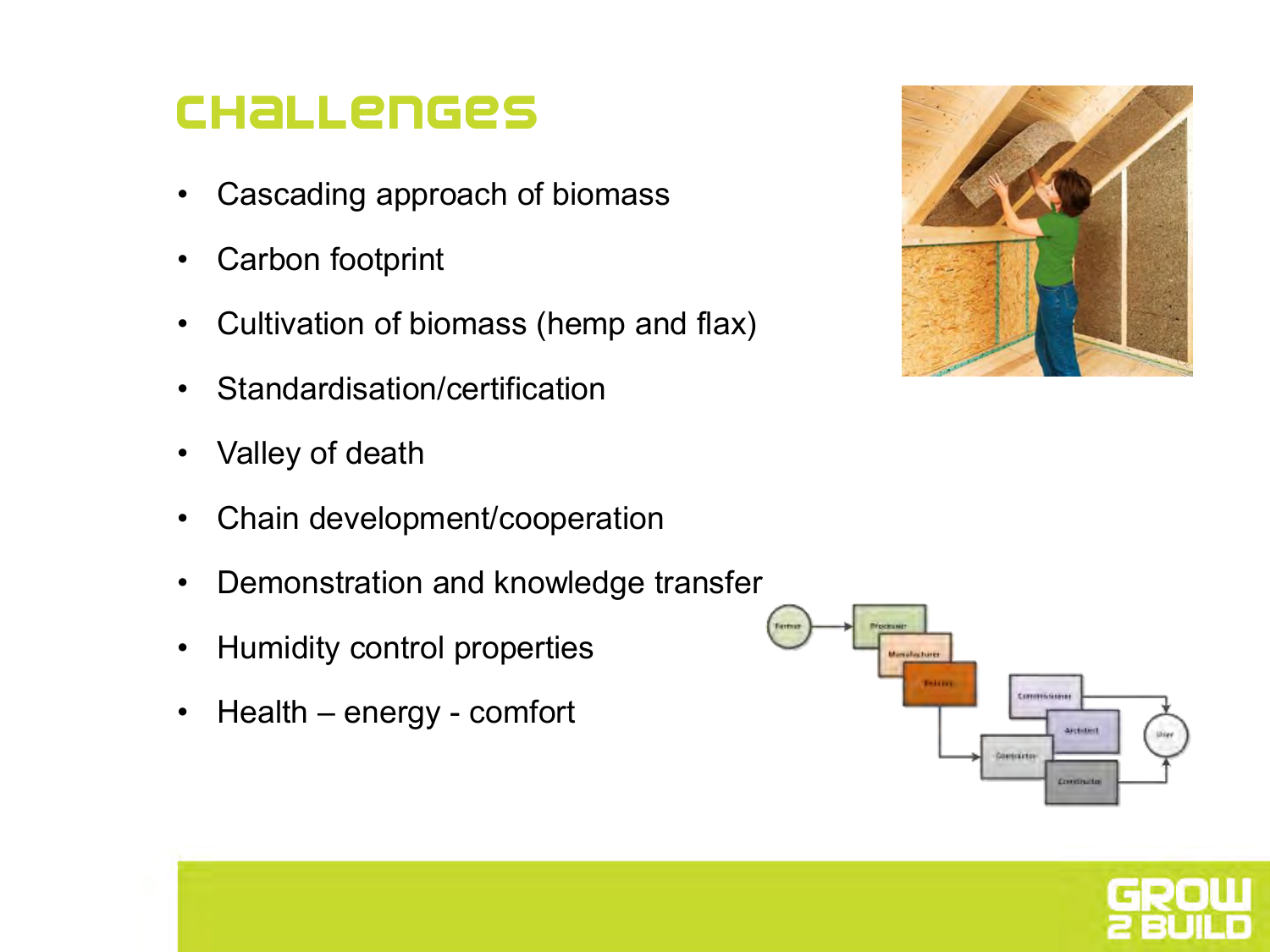# Challenges

- Cascading approach of biomass
- Carbon footprint
- Cultivation of biomass (hemp and flax)
- Standardisation/certification
- Valley of death
- Chain development/cooperation
- Demonstration and knowledge transfer
- Humidity control properties
- Health – energy - comfort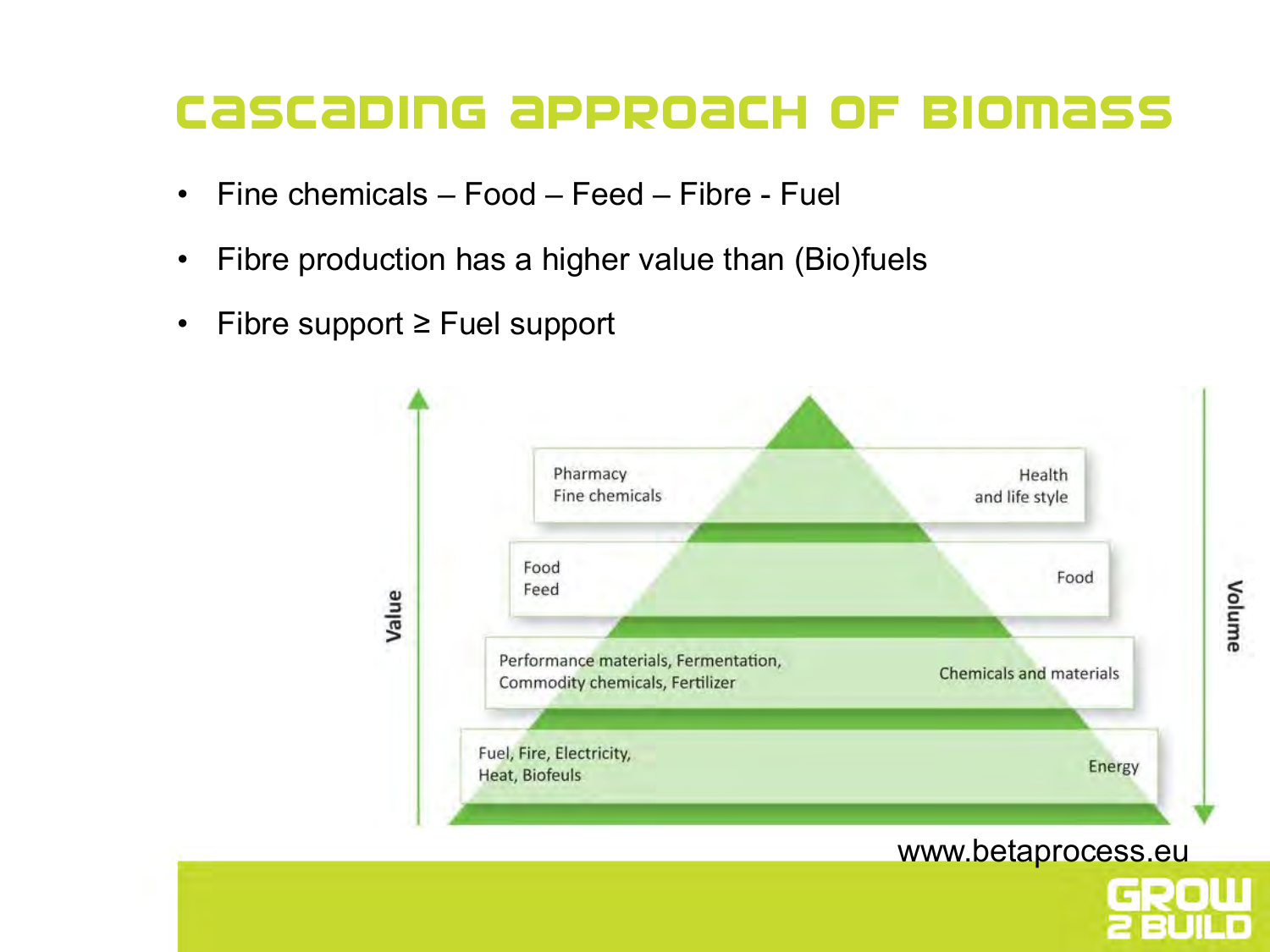# Cascading approach of biomass

- Fine chemicals – Food – Feed – Fibre - Fuel
- Fibre production has a higher value than (Bio)fuels
- Fibre support ≥ Fuel support

Value

| | |
|---|---|
| Pharmacy<br>Fine chemicals | Health<br>and life style |
| Food<br>Feed | Food |
| Performance materials, Fermentation,<br>Commodity chemicals, Fertilizer | Chemicals and materials |
| Fuel, Fire, Electricity,<br>Heat, Biofeuls | Energy |

Volume

www.betaprocess.eu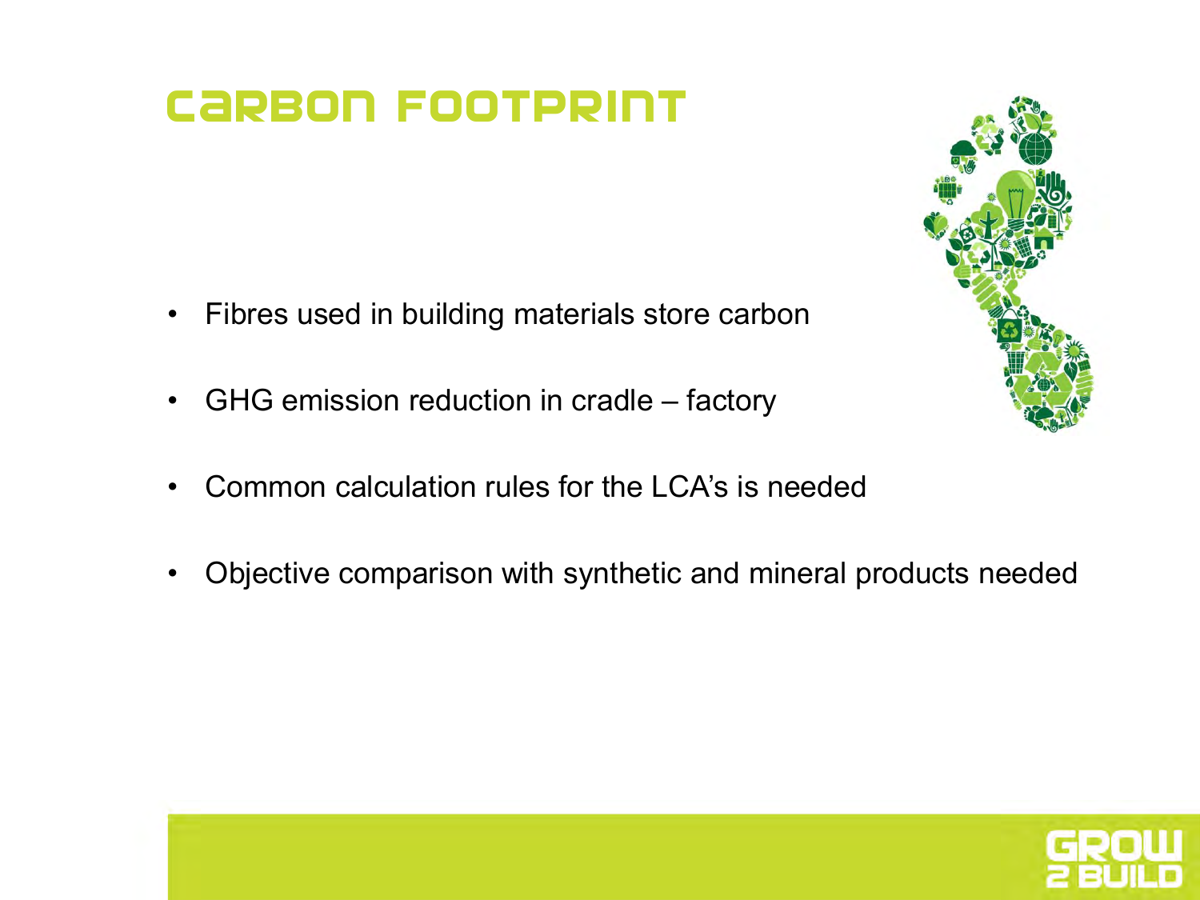# Carbon Footprint

- Fibres used in building materials store carbon
- GHG emission reduction in cradle – factory
- Common calculation rules for the LCA's is needed
- Objective comparison with synthetic and mineral products needed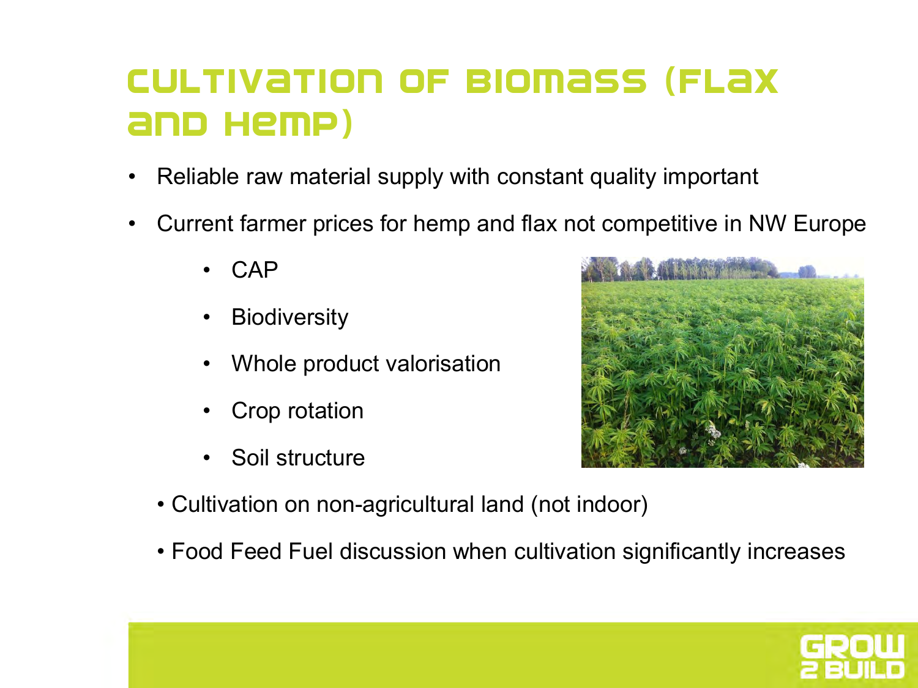# Cultivation of Biomass (Flax and Hemp)

- Reliable raw material supply with constant quality important
- Current farmer prices for hemp and flax not competitive in NW Europe
  - CAP
  - Biodiversity
  - Whole product valorisation
  - Crop rotation
  - Soil structure
- Cultivation on non-agricultural land (not indoor)
- Food Feed Fuel discussion when cultivation significantly increases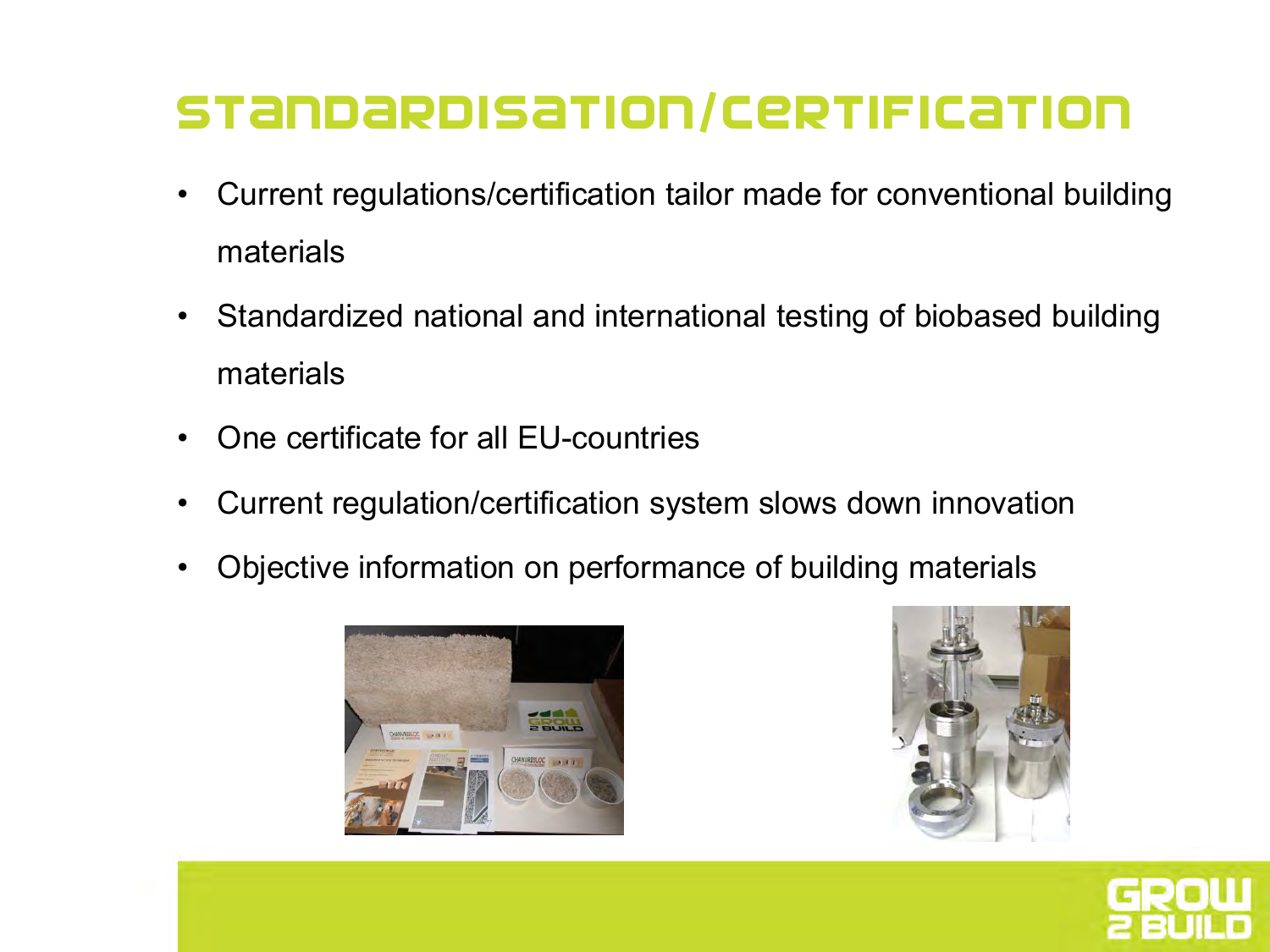# Standardisation/Certification

- Current regulations/certification tailor made for conventional building materials
- Standardized national and international testing of biobased building materials
- One certificate for all EU-countries
- Current regulation/certification system slows down innovation
- Objective information on performance of building materials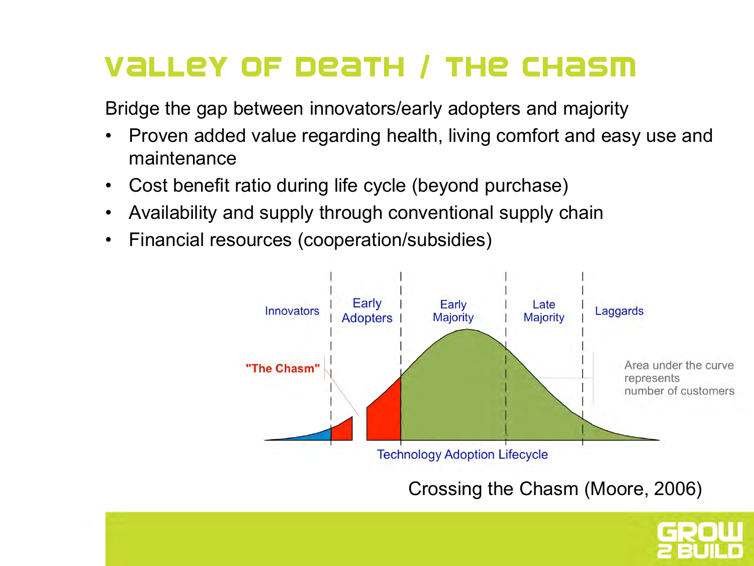# Valley of Death / The Chasm

Bridge the gap between innovators/early adopters and majority

- Proven added value regarding health, living comfort and easy use and maintenance
- Cost benefit ratio during life cycle (beyond purchase)
- Availability and supply through conventional supply chain
- Financial resources (cooperation/subsidies)

Innovators | Early Adopters | Early Majority | Late Majority | Laggards

"The Chasm"

Area under the curve represents number of customers

Technology Adoption Lifecycle

Crossing the Chasm (Moore, 2006)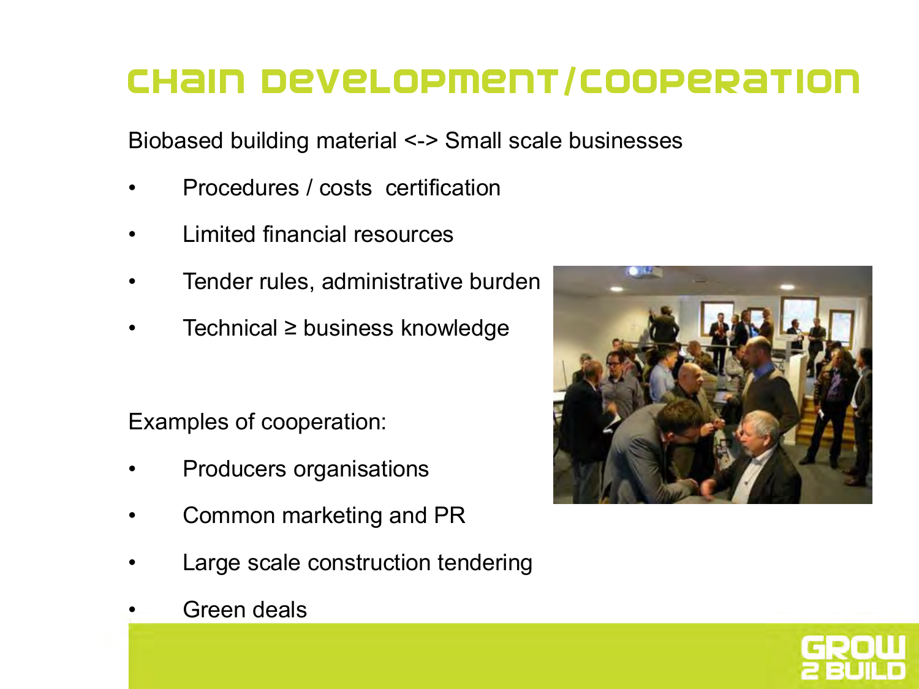# Chain development/cooperation

Biobased building material <-> Small scale businesses

- Procedures / costs certification
- Limited financial resources
- Tender rules, administrative burden
- Technical ≥ business knowledge

Examples of cooperation:

- Producers organisations
- Common marketing and PR
- Large scale construction tendering
- Green deals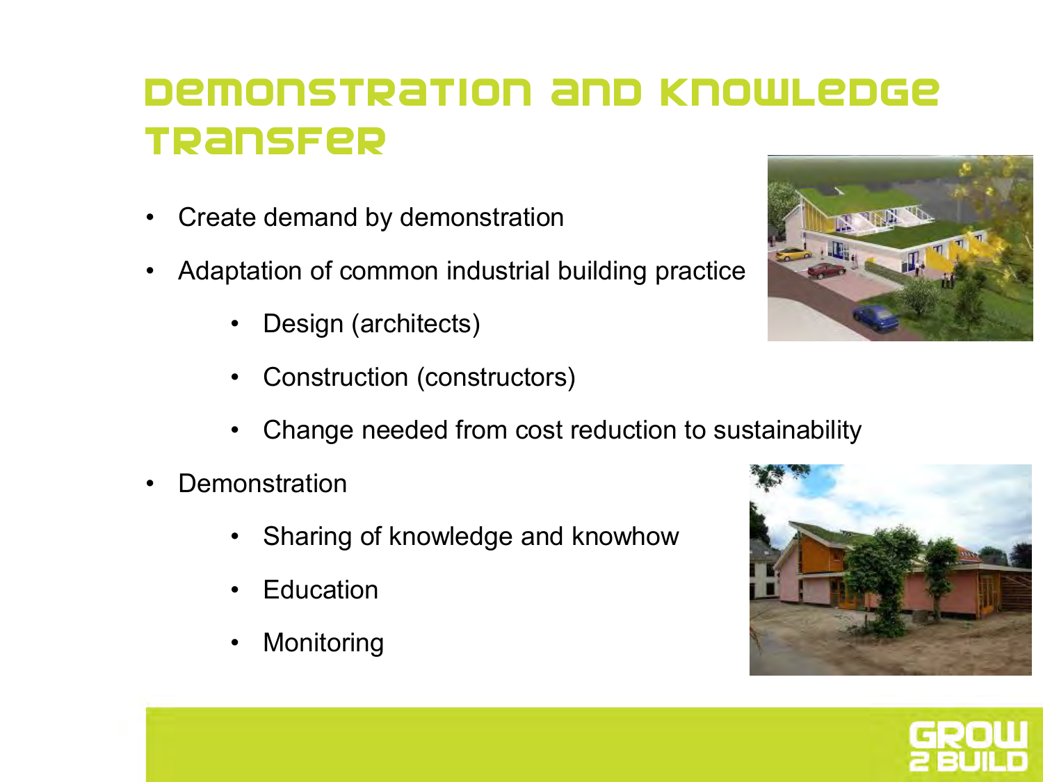# Demonstration and knowledge transfer

- Create demand by demonstration
- Adaptation of common industrial building practice
  - Design (architects)
  - Construction (constructors)
  - Change needed from cost reduction to sustainability
- Demonstration
  - Sharing of knowledge and knowhow
  - Education
  - Monitoring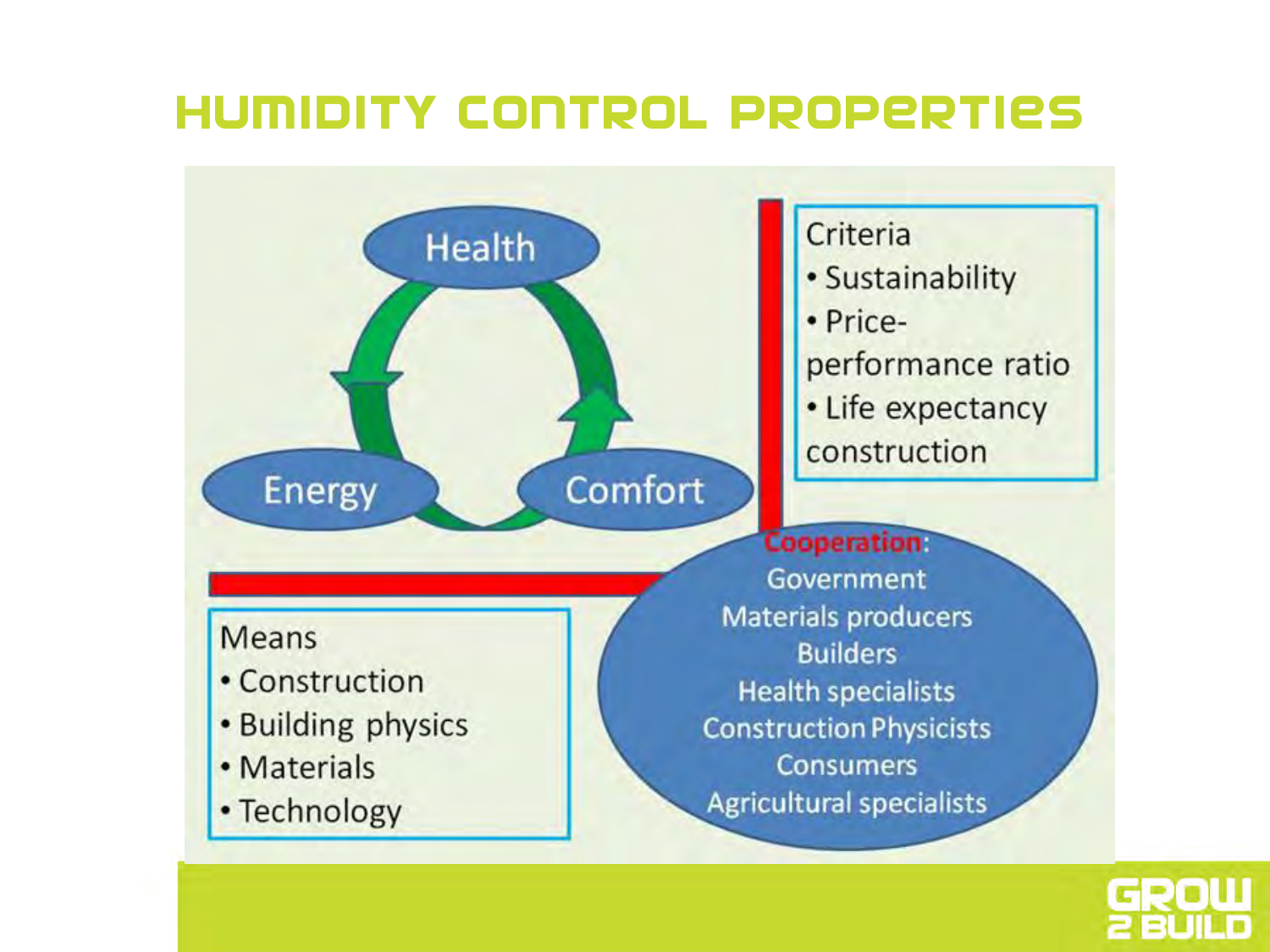# Humidity control properties

Health

Energy

Comfort

Criteria
- Sustainability
- Price-performance ratio
- Life expectancy construction

Cooperation:
Government
Materials producers
Builders
Health specialists
Construction Physicists
Consumers
Agricultural specialists

Means
- Construction
- Building physics
- Materials
- Technology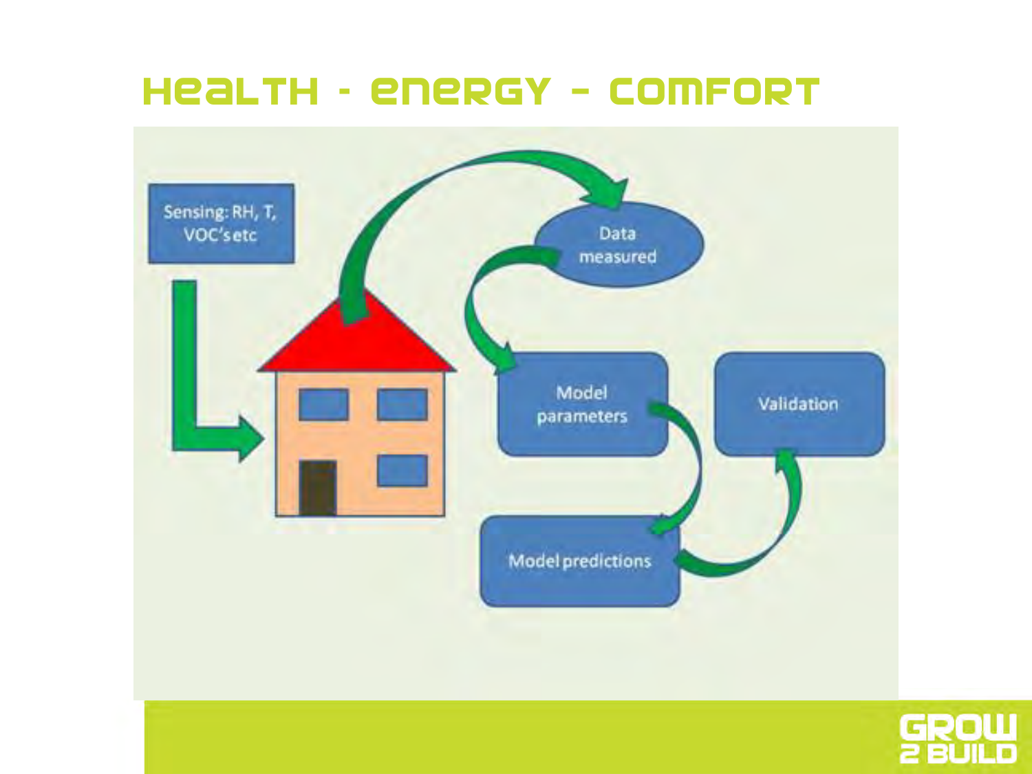# Health - Energy - Comfort

Sensing: RH, T, VOC's etc

Data measured

Model parameters

Validation

Model predictions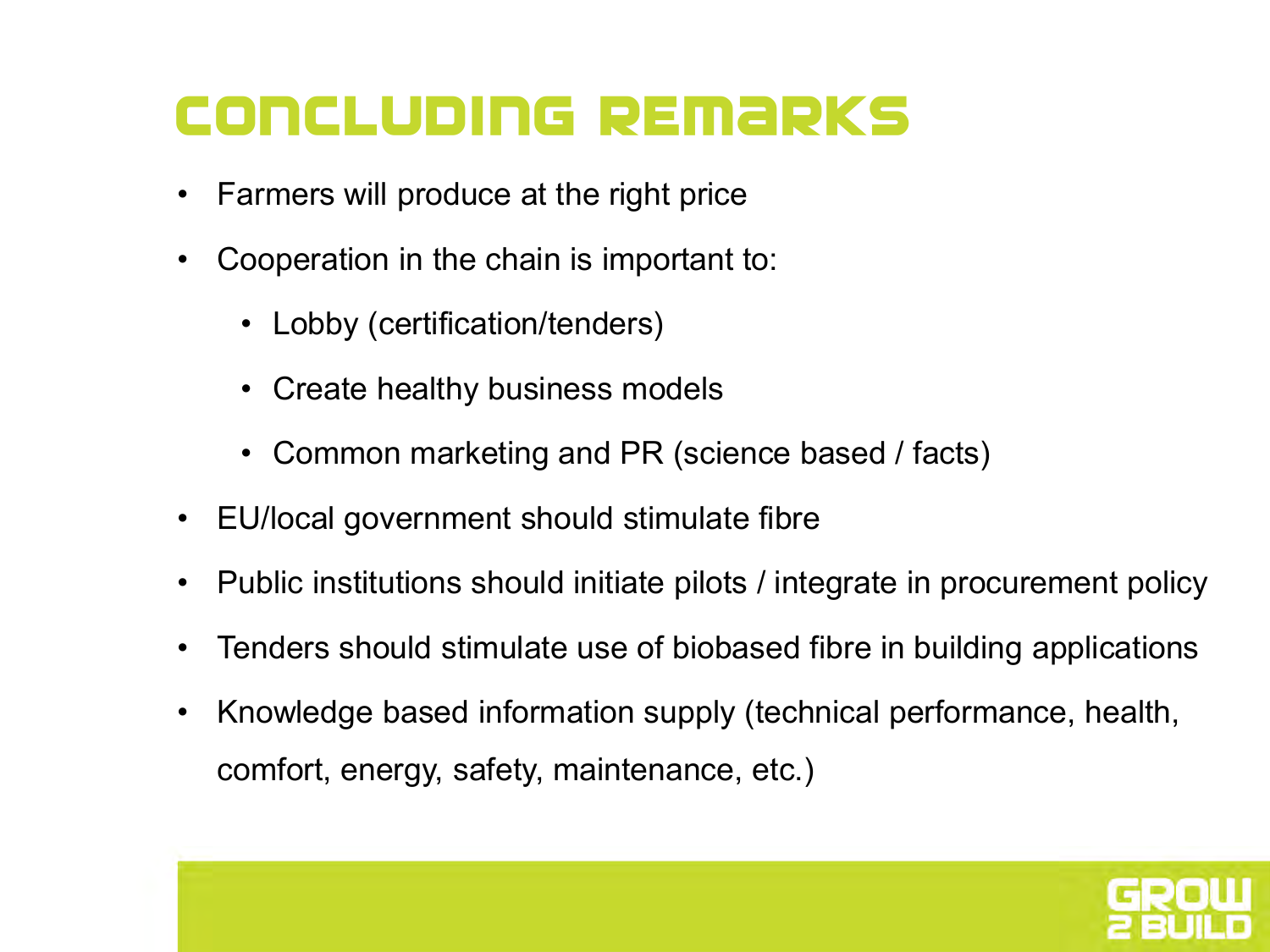# Concluding Remarks

- Farmers will produce at the right price
- Cooperation in the chain is important to:
  - Lobby (certification/tenders)
  - Create healthy business models
  - Common marketing and PR (science based / facts)
- EU/local government should stimulate fibre
- Public institutions should initiate pilots / integrate in procurement policy
- Tenders should stimulate use of biobased fibre in building applications
- Knowledge based information supply (technical performance, health, comfort, energy, safety, maintenance, etc.)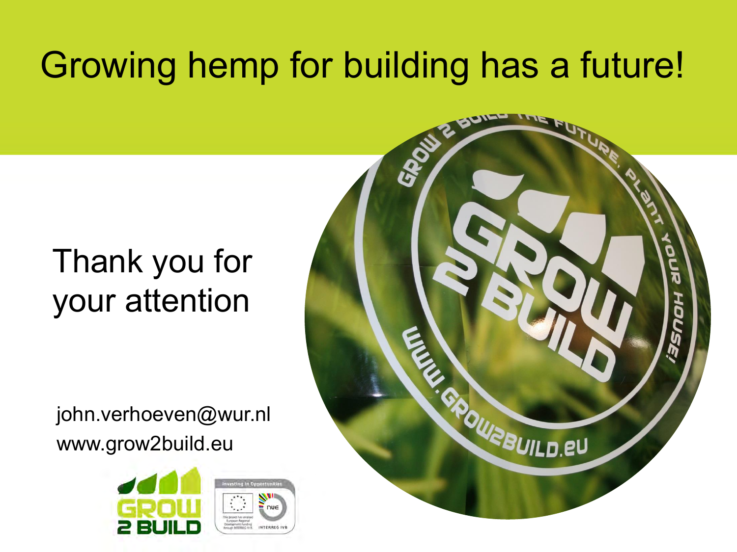# Growing hemp for building has a future!

Thank you for your attention

john.verhoeven@wur.nl
www.grow2build.eu